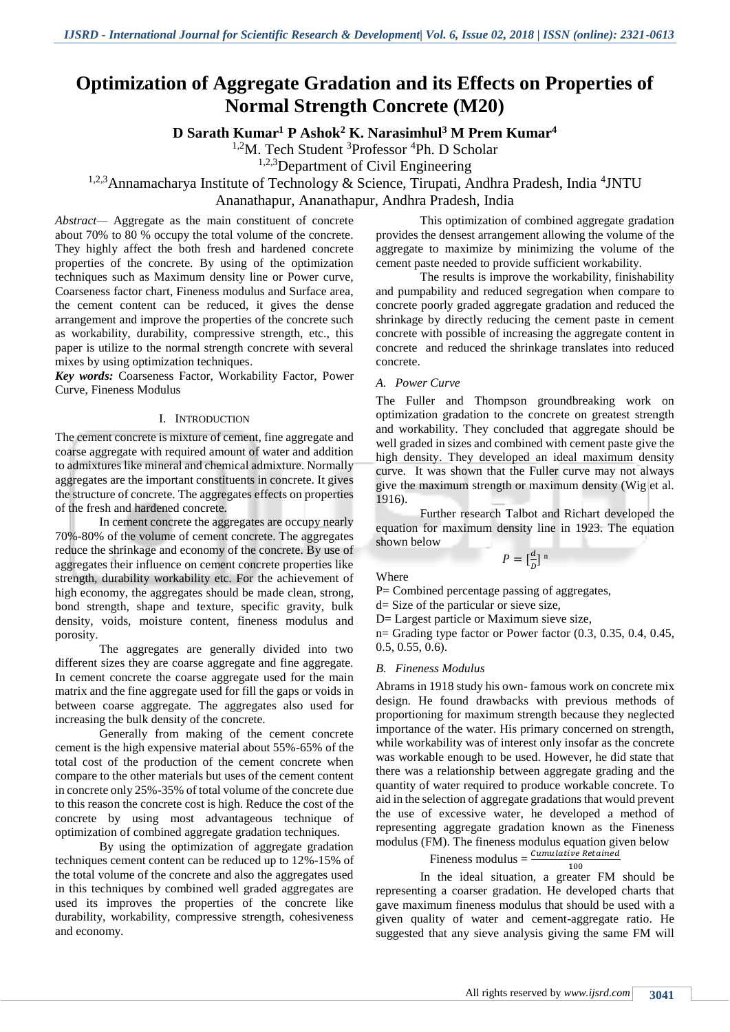# Optimization of Aggregate Gradation and its Effects on Properties of Normal Strength Concrete (M20)

**D Sarath Kumar[1] P Ashok[2] K. Narasimhul[3] M Prem Kumar[4]**

[1,2]M. Tech Student [3]Professor [4]Ph. D Scholar

[1,2,3]Department of Civil Engineering

[1,2,3]Annamacharya Institute of Technology & Science, Tirupati, Andhra Pradesh, India [4]JNTU Ananathapur, Ananathapur, Andhra Pradesh, India

*Abstract*— Aggregate as the main constituent of concrete about 70% to 80 % occupy the total volume of the concrete. They highly affect the both fresh and hardened concrete properties of the concrete. By using of the optimization techniques such as Maximum density line or Power curve, Coarseness factor chart, Fineness modulus and Surface area, the cement content can be reduced, it gives the dense arrangement and improve the properties of the concrete such as workability, durability, compressive strength, etc., this paper is utilize to the normal strength concrete with several mixes by using optimization techniques.

***Key words:*** Coarseness Factor, Workability Factor, Power Curve, Fineness Modulus

## I. Introduction

The cement concrete is mixture of cement, fine aggregate and coarse aggregate with required amount of water and addition to admixtures like mineral and chemical admixture. Normally aggregates are the important constituents in concrete. It gives the structure of concrete. The aggregates effects on properties of the fresh and hardened concrete.

In cement concrete the aggregates are occupy nearly 70%-80% of the volume of cement concrete. The aggregates reduce the shrinkage and economy of the concrete. By use of aggregates their influence on cement concrete properties like strength, durability workability etc. For the achievement of high economy, the aggregates should be made clean, strong, bond strength, shape and texture, specific gravity, bulk density, voids, moisture content, fineness modulus and porosity.

The aggregates are generally divided into two different sizes they are coarse aggregate and fine aggregate. In cement concrete the coarse aggregate used for the main matrix and the fine aggregate used for fill the gaps or voids in between coarse aggregate. The aggregates also used for increasing the bulk density of the concrete.

Generally from making of the cement concrete cement is the high expensive material about 55%-65% of the total cost of the production of the cement concrete when compare to the other materials but uses of the cement content in concrete only 25%-35% of total volume of the concrete due to this reason the concrete cost is high. Reduce the cost of the concrete by using most advantageous technique of optimization of combined aggregate gradation techniques.

By using the optimization of aggregate gradation techniques cement content can be reduced up to 12%-15% of the total volume of the concrete and also the aggregates used in this techniques by combined well graded aggregates are used its improves the properties of the concrete like durability, workability, compressive strength, cohesiveness and economy.

This optimization of combined aggregate gradation provides the densest arrangement allowing the volume of the aggregate to maximize by minimizing the volume of the cement paste needed to provide sufficient workability.

The results is improve the workability, finishability and pumpability and reduced segregation when compare to concrete poorly graded aggregate gradation and reduced the shrinkage by directly reducing the cement paste in cement concrete with possible of increasing the aggregate content in concrete and reduced the shrinkage translates into reduced concrete.

### A. Power Curve

The Fuller and Thompson groundbreaking work on optimization gradation to the concrete on greatest strength and workability. They concluded that aggregate should be well graded in sizes and combined with cement paste give the high density. They developed an ideal maximum density curve. It was shown that the Fuller curve may not always give the maximum strength or maximum density (Wig et al. 1916).

Further research Talbot and Richart developed the equation for maximum density line in 1923. The equation shown below

$$P = \left[\frac{d}{D}\right]^{n}$$

Where

P= Combined percentage passing of aggregates,

d= Size of the particular or sieve size,

D= Largest particle or Maximum sieve size,

n= Grading type factor or Power factor (0.3, 0.35, 0.4, 0.45, 0.5, 0.55, 0.6).

### B. Fineness Modulus

Abrams in 1918 study his own- famous work on concrete mix design. He found drawbacks with previous methods of proportioning for maximum strength because they neglected importance of the water. His primary concerned on strength, while workability was of interest only insofar as the concrete was workable enough to be used. However, he did state that there was a relationship between aggregate grading and the quantity of water required to produce workable concrete. To aid in the selection of aggregate gradations that would prevent the use of excessive water, he developed a method of representing aggregate gradation known as the Fineness modulus (FM). The fineness modulus equation given below

$$\text{Fineness modulus} = \frac{\text{Cumulative Retained}}{100}$$

In the ideal situation, a greater FM should be representing a coarser gradation. He developed charts that gave maximum fineness modulus that should be used with a given quality of water and cement-aggregate ratio. He suggested that any sieve analysis giving the same FM will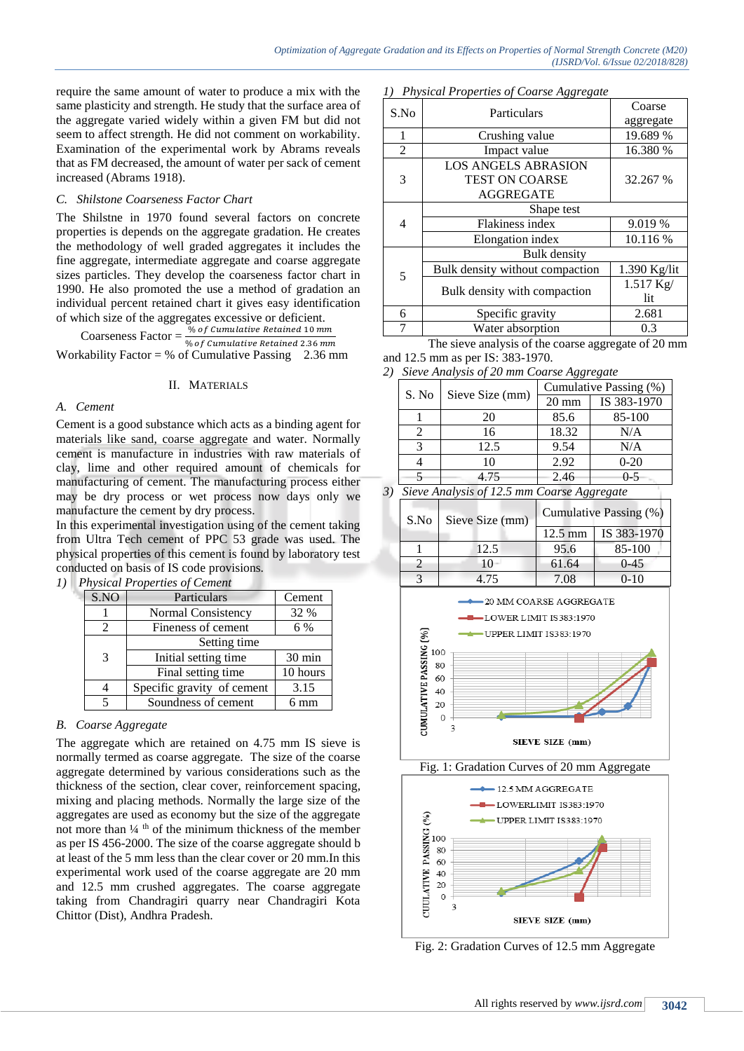require the same amount of water to produce a mix with the same plasticity and strength. He study that the surface area of the aggregate varied widely within a given FM but did not seem to affect strength. He did not comment on workability. Examination of the experimental work by Abrams reveals that as FM decreased, the amount of water per sack of cement increased (Abrams 1918).

### C. Shilstone Coarseness Factor Chart

The Shilstne in 1970 found several factors on concrete properties is depends on the aggregate gradation. He creates the methodology of well graded aggregates it includes the fine aggregate, intermediate aggregate and coarse aggregate sizes particles. They develop the coarseness factor chart in 1990. He also promoted the use a method of gradation an individual percent retained chart it gives easy identification of which size of the aggregates excessive or deficient.

$$\text{Coarseness Factor} = \frac{\%\ of\ Cumulative\ Retained\ 10\ mm}{\%\ of\ Cumulative\ Retained\ 2.36\ mm}$$

Workability Factor = % of Cumulative Passing 2.36 mm

## II. MATERIALS

### A. Cement

Cement is a good substance which acts as a binding agent for materials like sand, coarse aggregate and water. Normally cement is manufacture in industries with raw materials of clay, lime and other required amount of chemicals for manufacturing of cement. The manufacturing process either may be dry process or wet process now days only we manufacture the cement by dry process.

In this experimental investigation using of the cement taking from Ultra Tech cement of PPC 53 grade was used. The physical properties of this cement is found by laboratory test conducted on basis of IS code provisions.

*1) Physical Properties of Cement*

| S.NO | Particulars | Cement |
|---|---|---|
| 1 | Normal Consistency | 32 % |
| 2 | Fineness of cement | 6 % |
| 3 | Setting time | |
| | Initial setting time | 30 min |
| | Final setting time | 10 hours |
| 4 | Specific gravity of cement | 3.15 |
| 5 | Soundness of cement | 6 mm |

### B. Coarse Aggregate

The aggregate which are retained on 4.75 mm IS sieve is normally termed as coarse aggregate. The size of the coarse aggregate determined by various considerations such as the thickness of the section, clear cover, reinforcement spacing, mixing and placing methods. Normally the large size of the aggregates are used as economy but the size of the aggregate not more than ¼ th of the minimum thickness of the member as per IS 456-2000. The size of the coarse aggregate should b at least of the 5 mm less than the clear cover or 20 mm.In this experimental work used of the coarse aggregate are 20 mm and 12.5 mm crushed aggregates. The coarse aggregate taking from Chandragiri quarry near Chandragiri Kota Chittor (Dist), Andhra Pradesh.

*1) Physical Properties of Coarse Aggregate*

| S.No | Particulars | Coarse aggregate |
|---|---|---|
| 1 | Crushing value | 19.689 % |
| 2 | Impact value | 16.380 % |
| 3 | LOS ANGELS ABRASION TEST ON COARSE AGGREGATE | 32.267 % |
| 4 | Shape test | |
| | Flakiness index | 9.019 % |
| | Elongation index | 10.116 % |
| 5 | Bulk density | |
| | Bulk density without compaction | 1.390 Kg/lit |
| | Bulk density with compaction | 1.517 Kg/ lit |
| 6 | Specific gravity | 2.681 |
| 7 | Water absorption | 0.3 |

The sieve analysis of the coarse aggregate of 20 mm and 12.5 mm as per IS: 383-1970.

*2) Sieve Analysis of 20 mm Coarse Aggregate*

| S. No | Sieve Size (mm) | Cumulative Passing (%) | |
|---|---|---|---|
| | | 20 mm | IS 383-1970 |
| 1 | 20 | 85.6 | 85-100 |
| 2 | 16 | 18.32 | N/A |
| 3 | 12.5 | 9.54 | N/A |
| 4 | 10 | 2.92 | 0-20 |
| 5 | 4.75 | 2.46 | 0-5 |

*3) Sieve Analysis of 12.5 mm Coarse Aggregate*

| S.No | Sieve Size (mm) | Cumulative Passing (%) | |
|---|---|---|---|
| | | 12.5 mm | IS 383-1970 |
| 1 | 12.5 | 95.6 | 85-100 |
| 2 | 10 | 61.64 | 0-45 |
| 3 | 4.75 | 7.08 | 0-10 |

Fig. 1: Gradation Curves of 20 mm Aggregate

Fig. 2: Gradation Curves of 12.5 mm Aggregate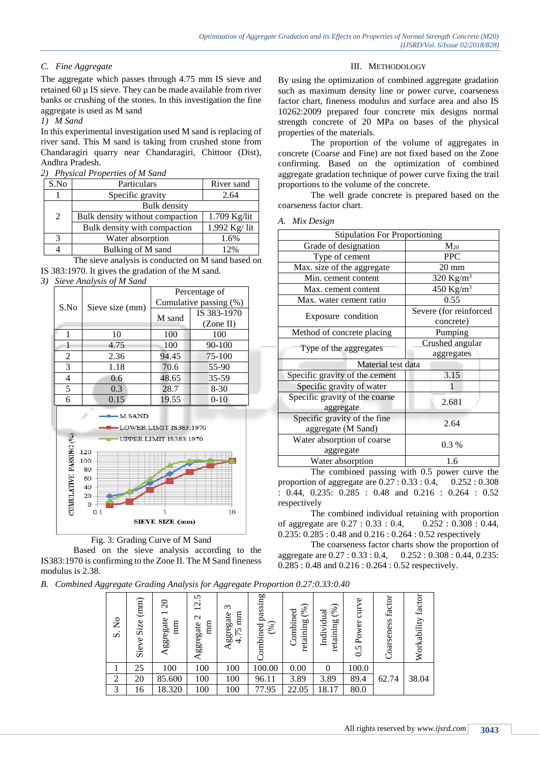### C. Fine Aggregate

The aggregate which passes through 4.75 mm IS sieve and retained 60 µ IS sieve. They can be made available from river banks or crushing of the stones. In this investigation the fine aggregate is used as M sand

*1) M Sand*

In this experimental investigation used M sand is replacing of river sand. This M sand is taking from crushed stone from Chandaragiri quarry near Chandaragiri, Chittoor (Dist), Andhra Pradesh.

*2) Physical Properties of M Sand*

| S.No | Particulars | River sand |
|---|---|---|
| 1 | Specific gravity | 2.64 |
| 2 | Bulk density | |
| | Bulk density without compaction | 1.709 Kg/lit |
| | Bulk density with compaction | 1.992 Kg/ lit |
| 3 | Water absorption | 1.6% |
| 4 | Bulking of M sand | 12% |

The sieve analysis is conducted on M sand based on IS 383:1970. It gives the gradation of the M sand.

*3) Sieve Analysis of M Sand*

| S.No | Sieve size (mm) | Percentage of Cumulative passing (%) | |
|---|---|---|---|
| | | M sand | IS 383-1970 (Zone II) |
| 1 | 10 | 100 | 100 |
| 1 | 4.75 | 100 | 90-100 |
| 2 | 2.36 | 94.45 | 75-100 |
| 3 | 1.18 | 70.6 | 55-90 |
| 4 | 0.6 | 48.65 | 35-59 |
| 5 | 0.3 | 28.7 | 8-30 |
| 6 | 0.15 | 19.55 | 0-10 |

Fig. 3: Grading Curve of M Sand

Based on the sieve analysis according to the IS383:1970 is confirming to the Zone II. The M Sand fineness modulus is 2.38.

## III. Methodology

By using the optimization of combined aggregate gradation such as maximum density line or power curve, coarseness factor chart, fineness modulus and surface area and also IS 10262:2009 prepared four concrete mix designs normal strength concrete of 20 MPa on bases of the physical properties of the materials.

The proportion of the volume of aggregates in concrete (Coarse and Fine) are not fixed based on the Zone confirming. Based on the optimization of combined aggregate gradation technique of power curve fixing the trail proportions to the volume of the concrete.

The well grade concrete is prepared based on the coarseness factor chart.

### A. Mix Design

| Stipulation For Proportioning | |
|---|---|
| Grade of designation | $M_{20}$ |
| Type of cement | PPC |
| Max. size of the aggregate | 20 mm |
| Min. cement content | 320 $Kg/m^3$ |
| Max. cement content | 450 $Kg/m^3$ |
| Max. water cement ratio | 0.55 |
| Exposure condition | Severe (for reinforced concrete) |
| Method of concrete placing | Pumping |
| Type of the aggregates | Crushed angular aggregates |
| Material test data | |
| Specific gravity of the cement | 3.15 |
| Specific gravity of water | 1 |
| Specific gravity of the coarse aggregate | 2.681 |
| Specific gravity of the fine aggregate (M Sand) | 2.64 |
| Water absorption of coarse aggregate | 0.3 % |
| Water absorption | 1.6 |

The combined passing with 0.5 power curve the proportion of aggregate are 0.27 : 0.33 : 0.4, 0.252 : 0.308 : 0.44, 0.235: 0.285 : 0.48 and 0.216 : 0.264 : 0.52 respectively

The combined individual retaining with proportion of aggregate are 0.27 : 0.33 : 0.4, 0.252 : 0.308 : 0.44, 0.235: 0.285 : 0.48 and 0.216 : 0.264 : 0.52 respectively

The coarseness factor charts show the proportion of aggregate are 0.27 : 0.33 : 0.4, 0.252 : 0.308 : 0.44, 0.235: 0.285 : 0.48 and 0.216 : 0.264 : 0.52 respectively.

### B. Combined Aggregate Grading Analysis for Aggregate Proportion 0.27:0.33:0.40

| S. No | Sieve Size (mm) | Aggregate 1 20 mm | Aggregate 2 12.5 mm | Aggregate 3 4.75 mm | Combined passing (%) | Combined retaining (%) | Individual retaining (%) | 0.5 Power curve | Coarseness factor | Workability factor |
|---|---|---|---|---|---|---|---|---|---|---|
| 1 | 25 | 100 | 100 | 100 | 100.00 | 0.00 | 0 | 100.0 | 62.74 | 38.04 |
| 2 | 20 | 85.600 | 100 | 100 | 96.11 | 3.89 | 3.89 | 89.4 | | |
| 3 | 16 | 18.320 | 100 | 100 | 77.95 | 22.05 | 18.17 | 80.0 | | |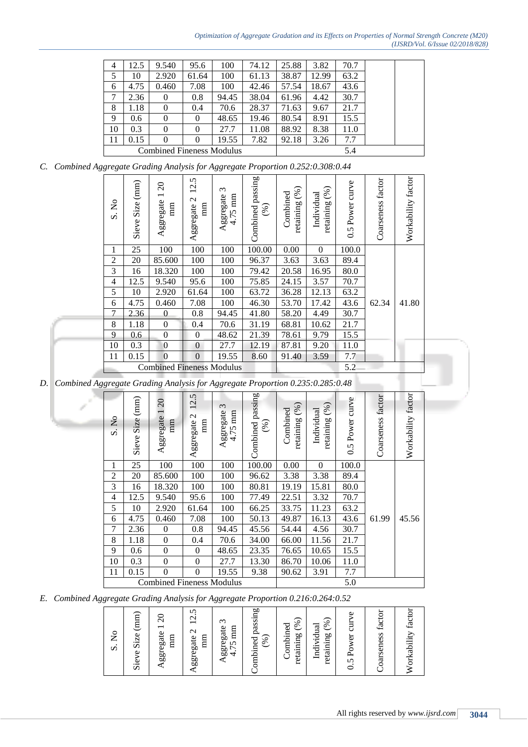| 4 | 12.5 | 9.540 | 95.6 | 100 | 74.12 | 25.88 | 3.82 | 70.7 | | |
|---|---|---|---|---|---|---|---|---|---|---|
| 5 | 10 | 2.920 | 61.64 | 100 | 61.13 | 38.87 | 12.99 | 63.2 | | |
| 6 | 4.75 | 0.460 | 7.08 | 100 | 42.46 | 57.54 | 18.67 | 43.6 | | |
| 7 | 2.36 | 0 | 0.8 | 94.45 | 38.04 | 61.96 | 4.42 | 30.7 | | |
| 8 | 1.18 | 0 | 0.4 | 70.6 | 28.37 | 71.63 | 9.67 | 21.7 | | |
| 9 | 0.6 | 0 | 0 | 48.65 | 19.46 | 80.54 | 8.91 | 15.5 | | |
| 10 | 0.3 | 0 | 0 | 27.7 | 11.08 | 88.92 | 8.38 | 11.0 | | |
| 11 | 0.15 | 0 | 0 | 19.55 | 7.82 | 92.18 | 3.26 | 7.7 | | |
| Combined Fineness Modulus | | | | | | 5.4 | | | | |

*C. Combined Aggregate Grading Analysis for Aggregate Proportion 0.252:0.308:0.44*

| S. No | Sieve Size (mm) | Aggregate 1 20 mm | Aggregate 2 12.5 mm | Aggregate 3 4.75 mm | Combined passing (%) | Combined retaining (%) | Individual retaining (%) | 0.5 Power curve | Coarseness factor | Workability factor |
|---|---|---|---|---|---|---|---|---|---|---|
| 1 | 25 | 100 | 100 | 100 | 100.00 | 0.00 | 0 | 100.0 | 62.34 | 41.80 |
| 2 | 20 | 85.600 | 100 | 100 | 96.37 | 3.63 | 3.63 | 89.4 | | |
| 3 | 16 | 18.320 | 100 | 100 | 79.42 | 20.58 | 16.95 | 80.0 | | |
| 4 | 12.5 | 9.540 | 95.6 | 100 | 75.85 | 24.15 | 3.57 | 70.7 | | |
| 5 | 10 | 2.920 | 61.64 | 100 | 63.72 | 36.28 | 12.13 | 63.2 | | |
| 6 | 4.75 | 0.460 | 7.08 | 100 | 46.30 | 53.70 | 17.42 | 43.6 | | |
| 7 | 2.36 | 0 | 0.8 | 94.45 | 41.80 | 58.20 | 4.49 | 30.7 | | |
| 8 | 1.18 | 0 | 0.4 | 70.6 | 31.19 | 68.81 | 10.62 | 21.7 | | |
| 9 | 0.6 | 0 | 0 | 48.62 | 21.39 | 78.61 | 9.79 | 15.5 | | |
| 10 | 0.3 | 0 | 0 | 27.7 | 12.19 | 87.81 | 9.20 | 11.0 | | |
| 11 | 0.15 | 0 | 0 | 19.55 | 8.60 | 91.40 | 3.59 | 7.7 | | |
| Combined Fineness Modulus | | | | | | 5.2 | | | | |

*D. Combined Aggregate Grading Analysis for Aggregate Proportion 0.235:0.285:0.48*

| S. No | Sieve Size (mm) | Aggregate 1 20 mm | Aggregate 2 12.5 mm | Aggregate 3 4.75 mm | Combined passing (%) | Combined retaining (%) | Individual retaining (%) | 0.5 Power curve | Coarseness factor | Workability factor |
|---|---|---|---|---|---|---|---|---|---|---|
| 1 | 25 | 100 | 100 | 100 | 100.00 | 0.00 | 0 | 100.0 | 61.99 | 45.56 |
| 2 | 20 | 85.600 | 100 | 100 | 96.62 | 3.38 | 3.38 | 89.4 | | |
| 3 | 16 | 18.320 | 100 | 100 | 80.81 | 19.19 | 15.81 | 80.0 | | |
| 4 | 12.5 | 9.540 | 95.6 | 100 | 77.49 | 22.51 | 3.32 | 70.7 | | |
| 5 | 10 | 2.920 | 61.64 | 100 | 66.25 | 33.75 | 11.23 | 63.2 | | |
| 6 | 4.75 | 0.460 | 7.08 | 100 | 50.13 | 49.87 | 16.13 | 43.6 | | |
| 7 | 2.36 | 0 | 0.8 | 94.45 | 45.56 | 54.44 | 4.56 | 30.7 | | |
| 8 | 1.18 | 0 | 0.4 | 70.6 | 34.00 | 66.00 | 11.56 | 21.7 | | |
| 9 | 0.6 | 0 | 0 | 48.65 | 23.35 | 76.65 | 10.65 | 15.5 | | |
| 10 | 0.3 | 0 | 0 | 27.7 | 13.30 | 86.70 | 10.06 | 11.0 | | |
| 11 | 0.15 | 0 | 0 | 19.55 | 9.38 | 90.62 | 3.91 | 7.7 | | |
| Combined Fineness Modulus | | | | | | 5.0 | | | | |

*E. Combined Aggregate Grading Analysis for Aggregate Proportion 0.216:0.264:0.52*

| S. No | Sieve Size (mm) | Aggregate 1 20 mm | Aggregate 2 12.5 mm | Aggregate 3 4.75 mm | Combined passing (%) | Combined retaining (%) | Individual retaining (%) | 0.5 Power curve | Coarseness factor | Workability factor |
|---|---|---|---|---|---|---|---|---|---|---|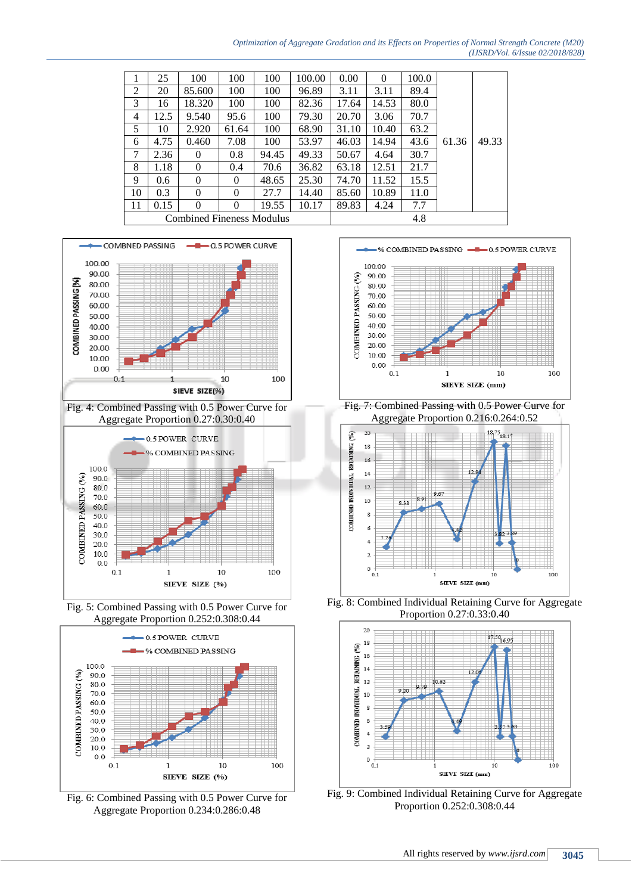| 1 | 25 | 100 | 100 | 100 | 100.00 | 0.00 | 0 | 100.0 | 61.36 | 49.33 |
|---|---|---|---|---|---|---|---|---|---|---|
| 2 | 20 | 85.600 | 100 | 100 | 96.89 | 3.11 | 3.11 | 89.4 | | |
| 3 | 16 | 18.320 | 100 | 100 | 82.36 | 17.64 | 14.53 | 80.0 | | |
| 4 | 12.5 | 9.540 | 95.6 | 100 | 79.30 | 20.70 | 3.06 | 70.7 | | |
| 5 | 10 | 2.920 | 61.64 | 100 | 68.90 | 31.10 | 10.40 | 63.2 | | |
| 6 | 4.75 | 0.460 | 7.08 | 100 | 53.97 | 46.03 | 14.94 | 43.6 | | |
| 7 | 2.36 | 0 | 0.8 | 94.45 | 49.33 | 50.67 | 4.64 | 30.7 | | |
| 8 | 1.18 | 0 | 0.4 | 70.6 | 36.82 | 63.18 | 12.51 | 21.7 | | |
| 9 | 0.6 | 0 | 0 | 48.65 | 25.30 | 74.70 | 11.52 | 15.5 | | |
| 10 | 0.3 | 0 | 0 | 27.7 | 14.40 | 85.60 | 10.89 | 11.0 | | |
| 11 | 0.15 | 0 | 0 | 19.55 | 10.17 | 89.83 | 4.24 | 7.7 | | |
| Combined Fineness Modulus | | | | | | 4.8 | | | | |

Fig. 4: Combined Passing with 0.5 Power Curve for Aggregate Proportion 0.27:0.30:0.40

Fig. 5: Combined Passing with 0.5 Power Curve for Aggregate Proportion 0.252:0.308:0.44

Fig. 6: Combined Passing with 0.5 Power Curve for Aggregate Proportion 0.234:0.286:0.48

Fig. 7: Combined Passing with 0.5 Power Curve for Aggregate Proportion 0.216:0.264:0.52

Fig. 8: Combined Individual Retaining Curve for Aggregate Proportion 0.27:0.33:0.40

Fig. 9: Combined Individual Retaining Curve for Aggregate Proportion 0.252:0.308:0.44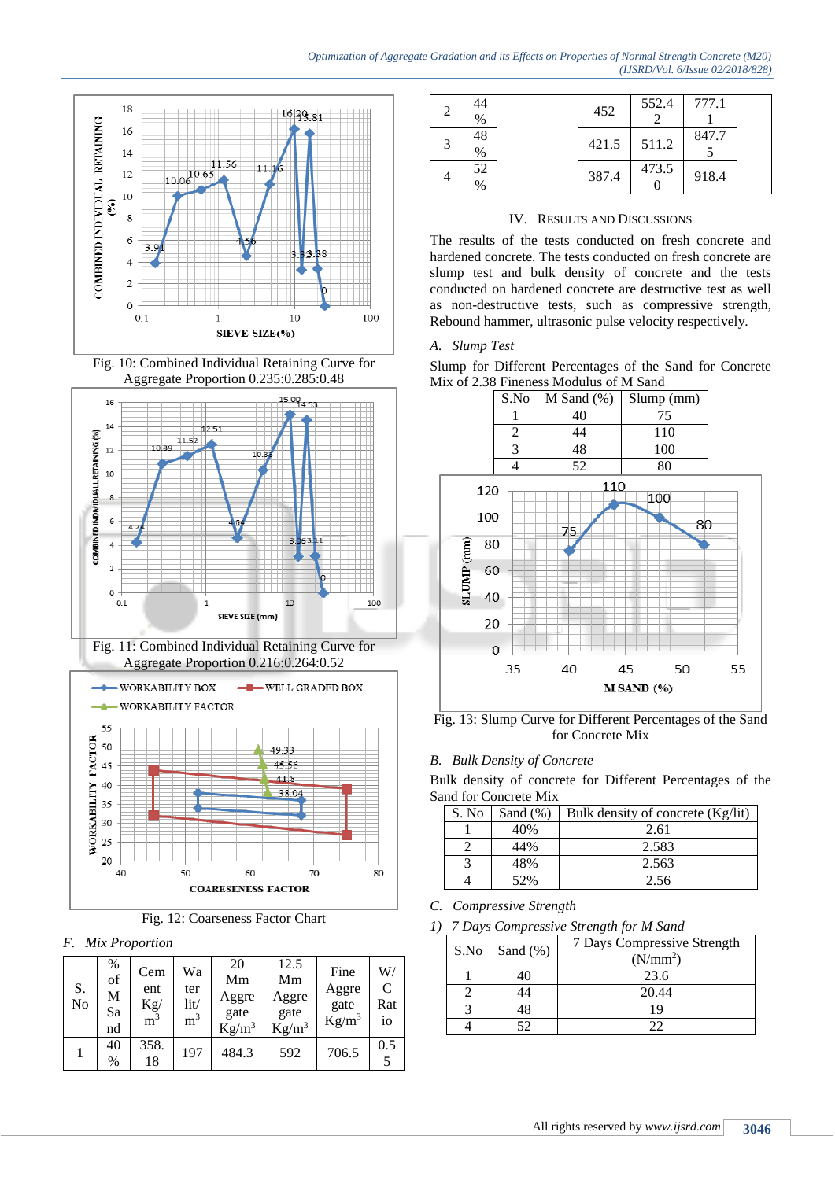Fig. 10: Combined Individual Retaining Curve for Aggregate Proportion 0.235:0.285:0.48

Fig. 11: Combined Individual Retaining Curve for Aggregate Proportion 0.216:0.264:0.52

Fig. 12: Coarseness Factor Chart

### F. Mix Proportion

| S. No | % of M Sand | Cement Kg/m$^3$ | Water lit/m$^3$ | 20 Mm Aggregate Kg/m$^3$ | 12.5 Mm Aggregate Kg/m$^3$ | Fine Aggregate Kg/m$^3$ | W/C Ratio |
|---|---|---|---|---|---|---|---|
| 1 | 40 % | 358.18 | 197 | 484.3 | 592 | 706.5 | 0.55 |
| 2 | 44 % | | | 452 | 552.42 | 777.11 | |
| 3 | 48 % | | | 421.5 | 511.2 | 847.75 | |
| 4 | 52 % | | | 387.4 | 473.50 | 918.4 | |

## IV. Results and Discussions

The results of the tests conducted on fresh concrete and hardened concrete. The tests conducted on fresh concrete are slump test and bulk density of concrete and the tests conducted on hardened concrete is destructive test as well as non-destructive tests, such as compressive strength, Rebound hammer, ultrasonic pulse velocity respectively.

### A. Slump Test

Slump for Different Percentages of the Sand for Concrete Mix of 2.38 Fineness Modulus of M Sand

| S.No | M Sand (%) | Slump (mm) |
|---|---|---|
| 1 | 40 | 75 |
| 2 | 44 | 110 |
| 3 | 48 | 100 |
| 4 | 52 | 80 |

Fig. 13: Slump Curve for Different Percentages of the Sand for Concrete Mix

### B. Bulk Density of Concrete

Bulk density of concrete for Different Percentages of the Sand for Concrete Mix

| S. No | Sand (%) | Bulk density of concrete (Kg/lit) |
|---|---|---|
| 1 | 40% | 2.61 |
| 2 | 44% | 2.583 |
| 3 | 48% | 2.563 |
| 4 | 52% | 2.56 |

### C. Compressive Strength

*1) 7 Days Compressive Strength for M Sand*

| S.No | Sand (%) | 7 Days Compressive Strength (N/mm$^2$) |
|---|---|---|
| 1 | 40 | 23.6 |
| 2 | 44 | 20.44 |
| 3 | 48 | 19 |
| 4 | 52 | 22 |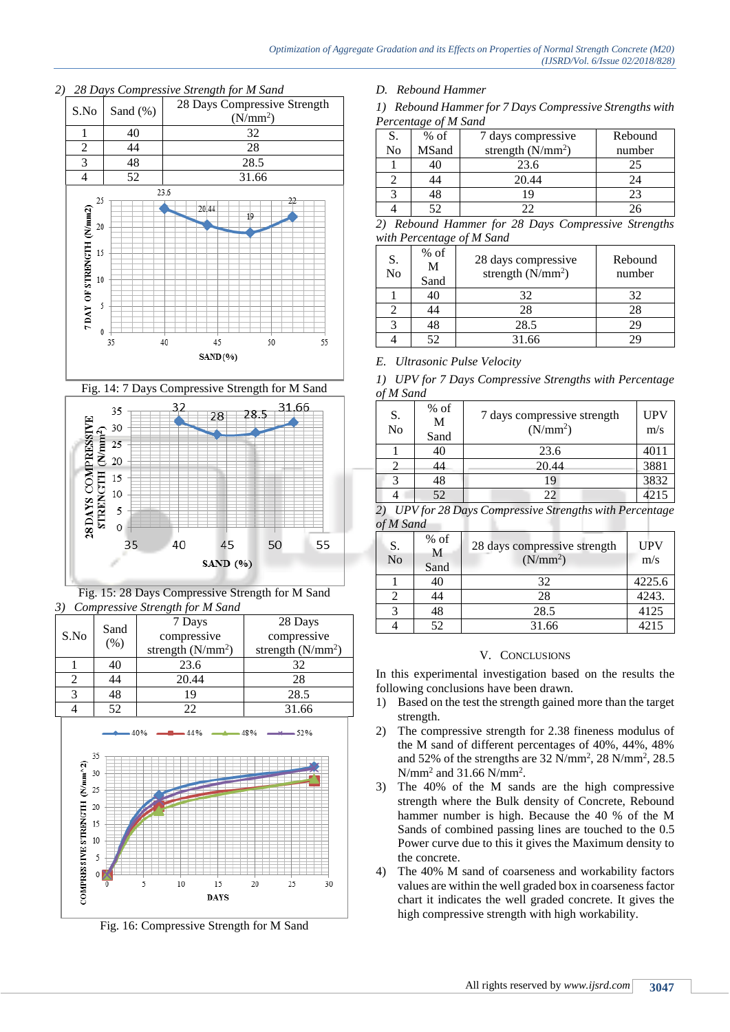*2) 28 Days Compressive Strength for M Sand*

| S.No | Sand (%) | 28 Days Compressive Strength (N/mm$^2$) |
|---|---|---|
| 1 | 40 | 32 |
| 2 | 44 | 28 |
| 3 | 48 | 28.5 |
| 4 | 52 | 31.66 |

Fig. 14: 7 Days Compressive Strength for M Sand

Fig. 15: 28 Days Compressive Strength for M Sand

*3) Compressive Strength for M Sand*

| S.No | Sand (%) | 7 Days compressive strength (N/mm$^2$) | 28 Days compressive strength (N/mm$^2$) |
|---|---|---|---|
| 1 | 40 | 23.6 | 32 |
| 2 | 44 | 20.44 | 28 |
| 3 | 48 | 19 | 28.5 |
| 4 | 52 | 22 | 31.66 |

Fig. 16: Compressive Strength for M Sand

*D. Rebound Hammer*

*1) Rebound Hammer for 7 Days Compressive Strengths with Percentage of M Sand*

| S. No | % of MSand | 7 days compressive strength (N/mm$^2$) | Rebound number |
|---|---|---|---|
| 1 | 40 | 23.6 | 25 |
| 2 | 44 | 20.44 | 24 |
| 3 | 48 | 19 | 23 |
| 4 | 52 | 22 | 26 |

*2) Rebound Hammer for 28 Days Compressive Strengths with Percentage of M Sand*

| S. No | % of M Sand | 28 days compressive strength (N/mm$^2$) | Rebound number |
|---|---|---|---|
| 1 | 40 | 32 | 32 |
| 2 | 44 | 28 | 28 |
| 3 | 48 | 28.5 | 29 |
| 4 | 52 | 31.66 | 29 |

*E. Ultrasonic Pulse Velocity*

*1) UPV for 7 Days Compressive Strengths with Percentage of M Sand*

| S. No | % of M Sand | 7 days compressive strength (N/mm$^2$) | UPV m/s |
|---|---|---|---|
| 1 | 40 | 23.6 | 4011 |
| 2 | 44 | 20.44 | 3881 |
| 3 | 48 | 19 | 3832 |
| 4 | 52 | 22 | 4215 |

*2) UPV for 28 Days Compressive Strengths with Percentage of M Sand*

| S. No | % of M Sand | 28 days compressive strength (N/mm$^2$) | UPV m/s |
|---|---|---|---|
| 1 | 40 | 32 | 4225.6 |
| 2 | 44 | 28 | 4243. |
| 3 | 48 | 28.5 | 4125 |
| 4 | 52 | 31.66 | 4215 |

## V. CONCLUSIONS

In this experimental investigation based on the results the following conclusions have been drawn.

1) Based on the test the strength gained more than the target strength.
2) The compressive strength for 2.38 fineness modulus of the M sand of different percentages of 40%, 44%, 48% and 52% of the strengths are 32 N/mm$^2$, 28 N/mm$^2$, 28.5 N/mm$^2$ and 31.66 N/mm$^2$.
3) The 40% of the M sands are the high compressive strength where the Bulk density of Concrete, Rebound hammer number is high. Because the 40 % of the M Sands of combined passing lines are touched to the 0.5 Power curve due to this it gives the Maximum density to the concrete.
4) The 40% M sand of coarseness and workability factors values are within the well graded box in coarseness factor chart it indicates the well graded concrete. It gives the high compressive strength with high workability.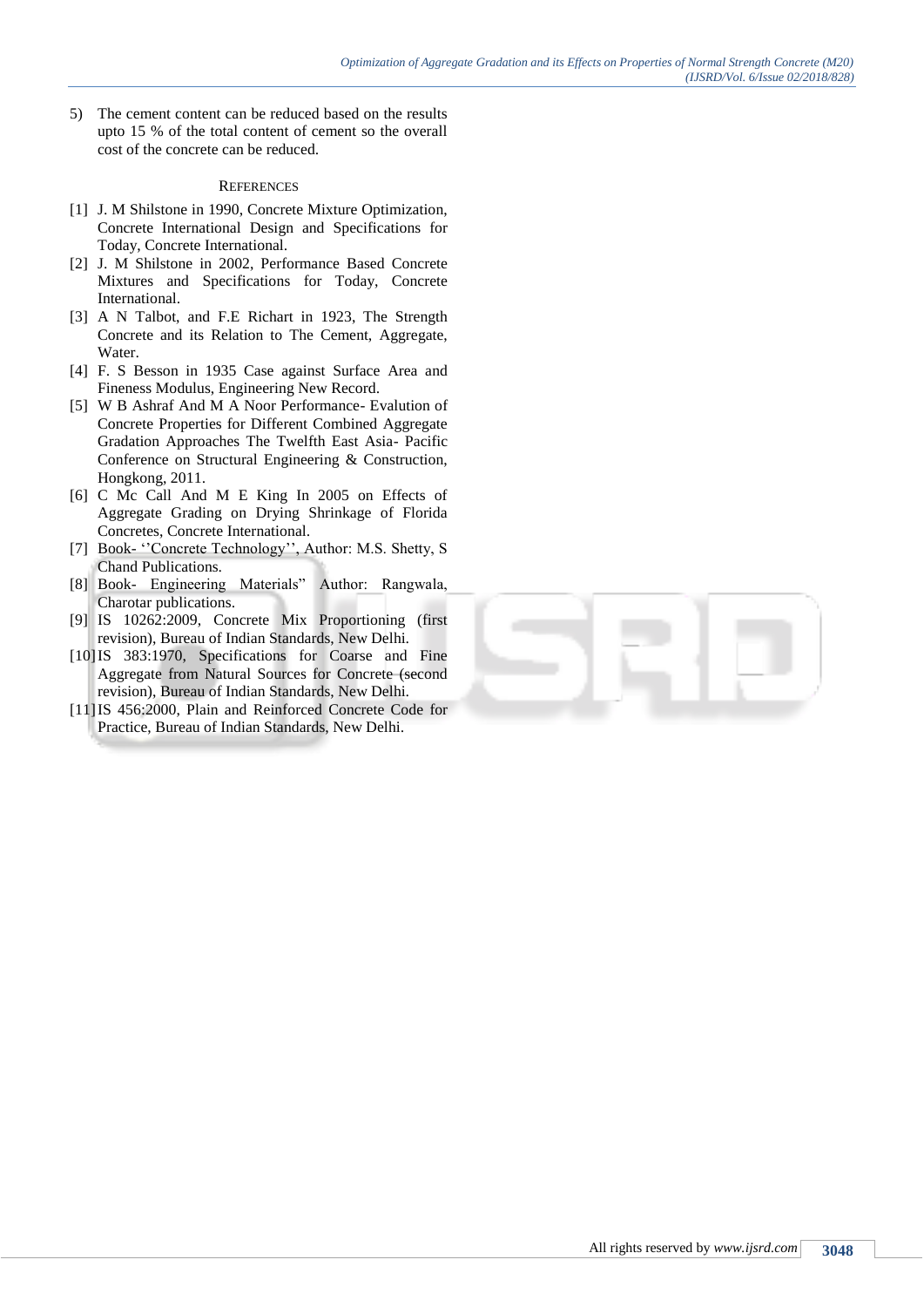5) The cement content can be reduced based on the results upto 15 % of the total content of cement so the overall cost of the concrete can be reduced.

## REFERENCES

[1] J. M Shilstone in 1990, Concrete Mixture Optimization, Concrete International Design and Specifications for Today, Concrete International.

[2] J. M Shilstone in 2002, Performance Based Concrete Mixtures and Specifications for Today, Concrete International.

[3] A N Talbot, and F.E Richart in 1923, The Strength Concrete and its Relation to The Cement, Aggregate, Water.

[4] F. S Besson in 1935 Case against Surface Area and Fineness Modulus, Engineering New Record.

[5] W B Ashraf And M A Noor Performance- Evalution of Concrete Properties for Different Combined Aggregate Gradation Approaches The Twelfth East Asia- Pacific Conference on Structural Engineering & Construction, Hongkong, 2011.

[6] C Mc Call And M E King In 2005 on Effects of Aggregate Grading on Drying Shrinkage of Florida Concretes, Concrete International.

[7] Book- ''Concrete Technology'', Author: M.S. Shetty, S Chand Publications.

[8] Book- Engineering Materials" Author: Rangwala, Charotar publications.

[9] IS 10262:2009, Concrete Mix Proportioning (first revision), Bureau of Indian Standards, New Delhi.

[10] IS 383:1970, Specifications for Coarse and Fine Aggregate from Natural Sources for Concrete (second revision), Bureau of Indian Standards, New Delhi.

[11] IS 456:2000, Plain and Reinforced Concrete Code for Practice, Bureau of Indian Standards, New Delhi.